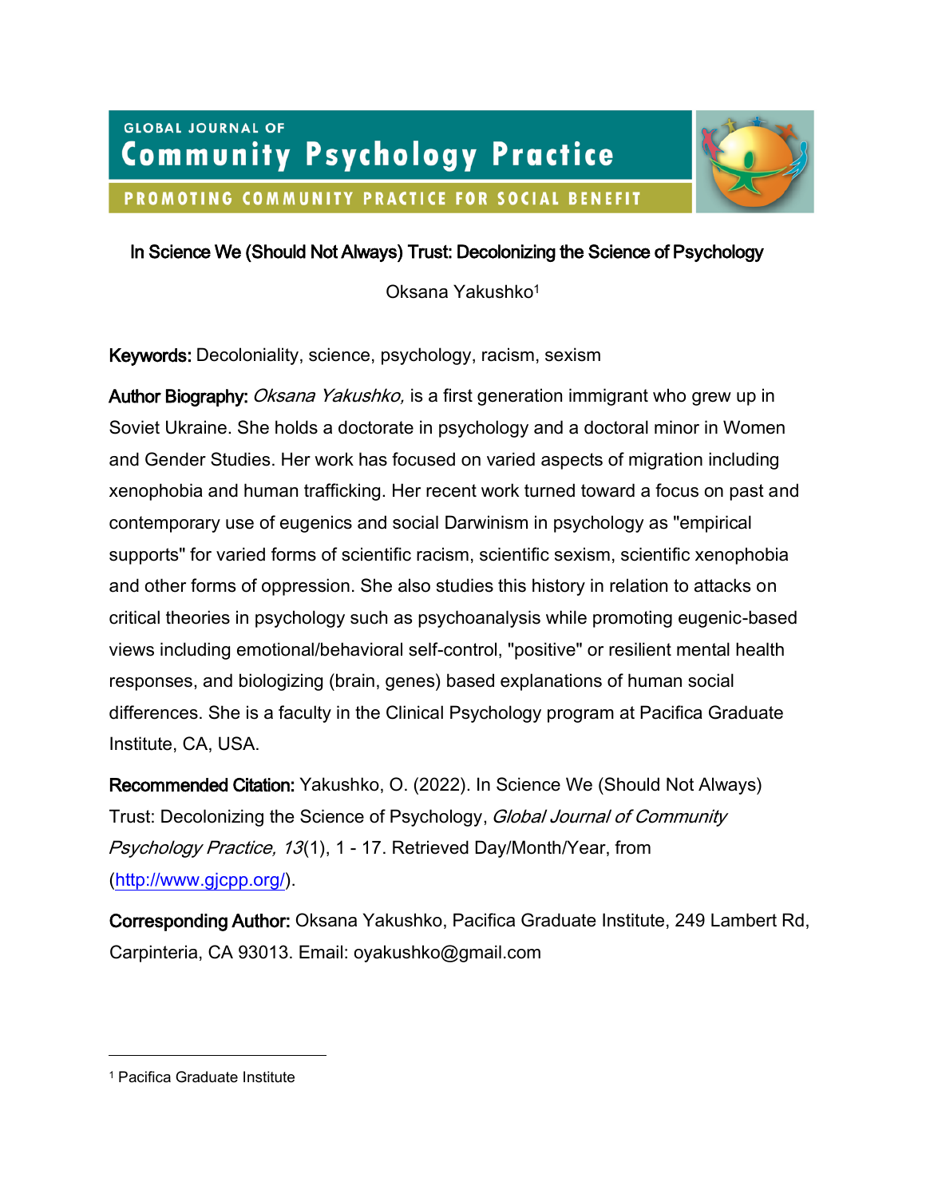GLOBAL JOURNAL OF
# Community Psychology Practice
PROMOTING COMMUNITY PRACTICE FOR SOCIAL BENEFIT

## In Science We (Should Not Always) Trust: Decolonizing the Science of Psychology

Oksana Yakushko[1]

**Keywords:** Decoloniality, science, psychology, racism, sexism

**Author Biography:** *Oksana Yakushko,* is a first generation immigrant who grew up in Soviet Ukraine. She holds a doctorate in psychology and a doctoral minor in Women and Gender Studies. Her work has focused on varied aspects of migration including xenophobia and human trafficking. Her recent work turned toward a focus on past and contemporary use of eugenics and social Darwinism in psychology as "empirical supports" for varied forms of scientific racism, scientific sexism, scientific xenophobia and other forms of oppression. She also studies this history in relation to attacks on critical theories in psychology such as psychoanalysis while promoting eugenic-based views including emotional/behavioral self-control, "positive" or resilient mental health responses, and biologizing (brain, genes) based explanations of human social differences. She is a faculty in the Clinical Psychology program at Pacifica Graduate Institute, CA, USA.

**Recommended Citation:** Yakushko, O. (2022). In Science We (Should Not Always) Trust: Decolonizing the Science of Psychology, *Global Journal of Community Psychology Practice, 13*(1), 1 - 17. Retrieved Day/Month/Year, from (http://www.gjcpp.org/).

**Corresponding Author:** Oksana Yakushko, Pacifica Graduate Institute, 249 Lambert Rd, Carpinteria, CA 93013. Email: oyakushko@gmail.com

---

[1] Pacifica Graduate Institute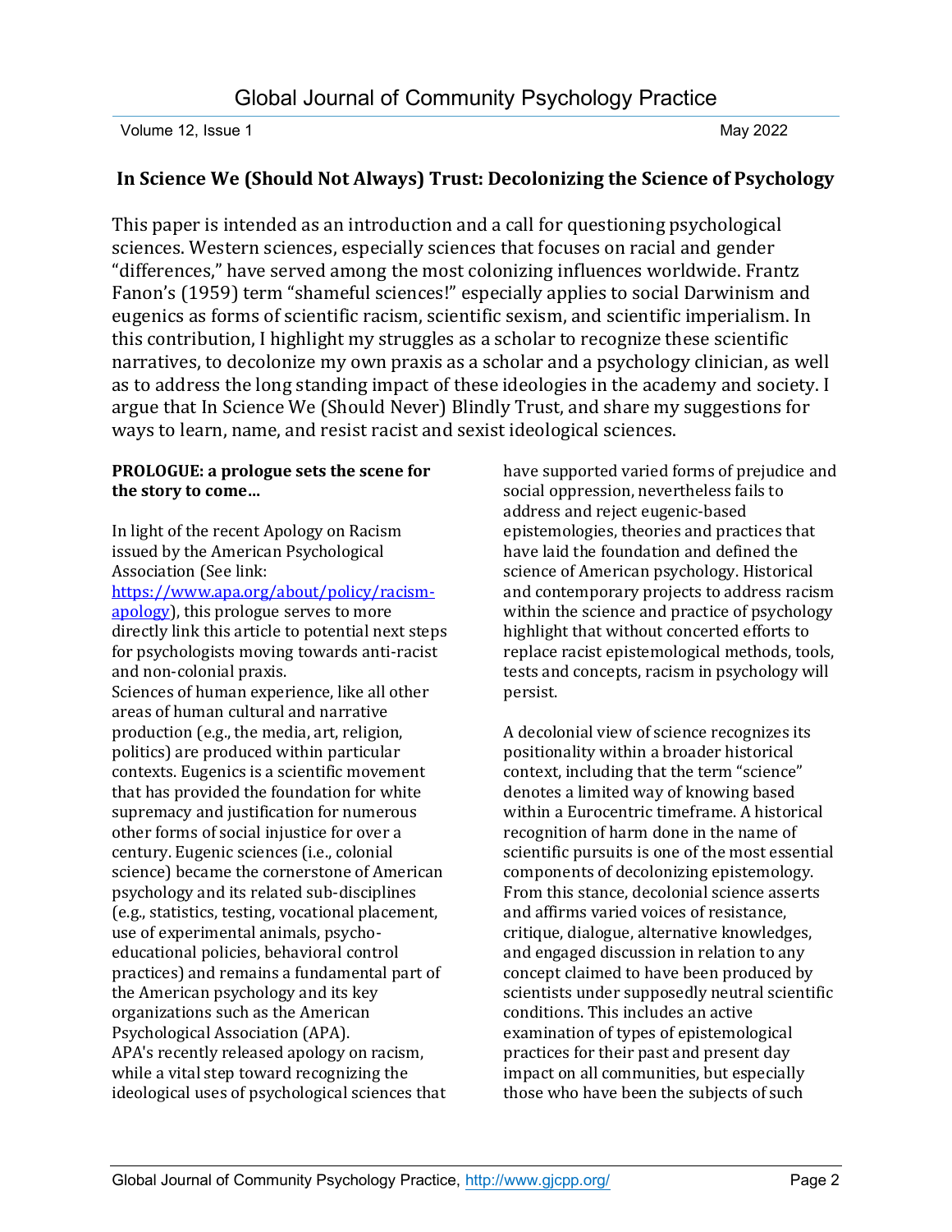## In Science We (Should Not Always) Trust: Decolonizing the Science of Psychology

This paper is intended as an introduction and a call for questioning psychological sciences. Western sciences, especially sciences that focuses on racial and gender "differences," have served among the most colonizing influences worldwide. Frantz Fanon's (1959) term "shameful sciences!" especially applies to social Darwinism and eugenics as forms of scientific racism, scientific sexism, and scientific imperialism. In this contribution, I highlight my struggles as a scholar to recognize these scientific narratives, to decolonize my own praxis as a scholar and a psychology clinician, as well as to address the long standing impact of these ideologies in the academy and society. I argue that In Science We (Should Never) Blindly Trust, and share my suggestions for ways to learn, name, and resist racist and sexist ideological sciences.

**PROLOGUE: a prologue sets the scene for the story to come…**

In light of the recent Apology on Racism issued by the American Psychological Association (See link: https://www.apa.org/about/policy/racism-apology), this prologue serves to more directly link this article to potential next steps for psychologists moving towards anti-racist and non-colonial praxis.

Sciences of human experience, like all other areas of human cultural and narrative production (e.g., the media, art, religion, politics) are produced within particular contexts. Eugenics is a scientific movement that has provided the foundation for white supremacy and justification for numerous other forms of social injustice for over a century. Eugenic sciences (i.e., colonial science) became the cornerstone of American psychology and its related sub-disciplines (e.g., statistics, testing, vocational placement, use of experimental animals, psycho-educational policies, behavioral control practices) and remains a fundamental part of the American psychology and its key organizations such as the American Psychological Association (APA).

APA's recently released apology on racism, while a vital step toward recognizing the ideological uses of psychological sciences that have supported varied forms of prejudice and social oppression, nevertheless fails to address and reject eugenic-based epistemologies, theories and practices that have laid the foundation and defined the science of American psychology. Historical and contemporary projects to address racism within the science and practice of psychology highlight that without concerted efforts to replace racist epistemological methods, tools, tests and concepts, racism in psychology will persist.

A decolonial view of science recognizes its positionality within a broader historical context, including that the term "science" denotes a limited way of knowing based within a Eurocentric timeframe. A historical recognition of harm done in the name of scientific pursuits is one of the most essential components of decolonizing epistemology. From this stance, decolonial science asserts and affirms varied voices of resistance, critique, dialogue, alternative knowledges, and engaged discussion in relation to any concept claimed to have been produced by scientists under supposedly neutral scientific conditions. This includes an active examination of types of epistemological practices for their past and present day impact on all communities, but especially those who have been the subjects of such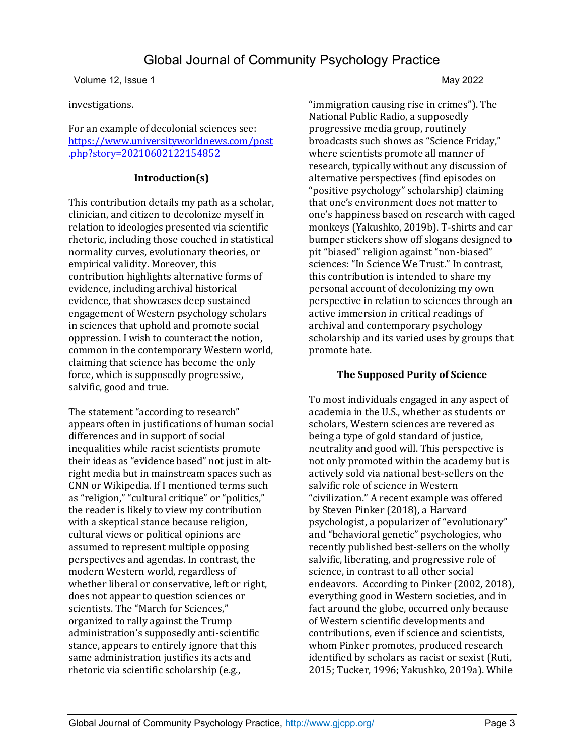investigations.

For an example of decolonial sciences see: [https://www.universityworldnews.com/post.php?story=20210602122154852](https://www.universityworldnews.com/post.php?story=20210602122154852)

### Introduction(s)

This contribution details my path as a scholar, clinician, and citizen to decolonize myself in relation to ideologies presented via scientific rhetoric, including those couched in statistical normality curves, evolutionary theories, or empirical validity. Moreover, this contribution highlights alternative forms of evidence, including archival historical evidence, that showcases deep sustained engagement of Western psychology scholars in sciences that uphold and promote social oppression. I wish to counteract the notion, common in the contemporary Western world, claiming that science has become the only force, which is supposedly progressive, salvific, good and true.

The statement "according to research" appears often in justifications of human social differences and in support of social inequalities while racist scientists promote their ideas as "evidence based" not just in alt-right media but in mainstream spaces such as CNN or Wikipedia. If I mentioned terms such as "religion," "cultural critique" or "politics," the reader is likely to view my contribution with a skeptical stance because religion, cultural views or political opinions are assumed to represent multiple opposing perspectives and agendas. In contrast, the modern Western world, regardless of whether liberal or conservative, left or right, does not appear to question sciences or scientists. The "March for Sciences," organized to rally against the Trump administration's supposedly anti-scientific stance, appears to entirely ignore that this same administration justifies its acts and rhetoric via scientific scholarship (e.g., "immigration causing rise in crimes"). The National Public Radio, a supposedly progressive media group, routinely broadcasts such shows as "Science Friday," where scientists promote all manner of research, typically without any discussion of alternative perspectives (find episodes on "positive psychology" scholarship) claiming that one's environment does not matter to one's happiness based on research with caged monkeys (Yakushko, 2019b). T-shirts and car bumper stickers show off slogans designed to pit "biased" religion against "non-biased" sciences: "In Science We Trust." In contrast, this contribution is intended to share my personal account of decolonizing my own perspective in relation to sciences through an active immersion in critical readings of archival and contemporary psychology scholarship and its varied uses by groups that promote hate.

### The Supposed Purity of Science

To most individuals engaged in any aspect of academia in the U.S., whether as students or scholars, Western sciences are revered as being a type of gold standard of justice, neutrality and good will. This perspective is not only promoted within the academy but is actively sold via national best-sellers on the salvific role of science in Western "civilization." A recent example was offered by Steven Pinker (2018), a Harvard psychologist, a popularizer of "evolutionary" and "behavioral genetic" psychologies, who recently published best-sellers on the wholly salvific, liberating, and progressive role of science, in contrast to all other social endeavors. According to Pinker (2002, 2018), everything good in Western societies, and in fact around the globe, occurred only because of Western scientific developments and contributions, even if science and scientists, whom Pinker promotes, produced research identified by scholars as racist or sexist (Ruti, 2015; Tucker, 1996; Yakushko, 2019a). While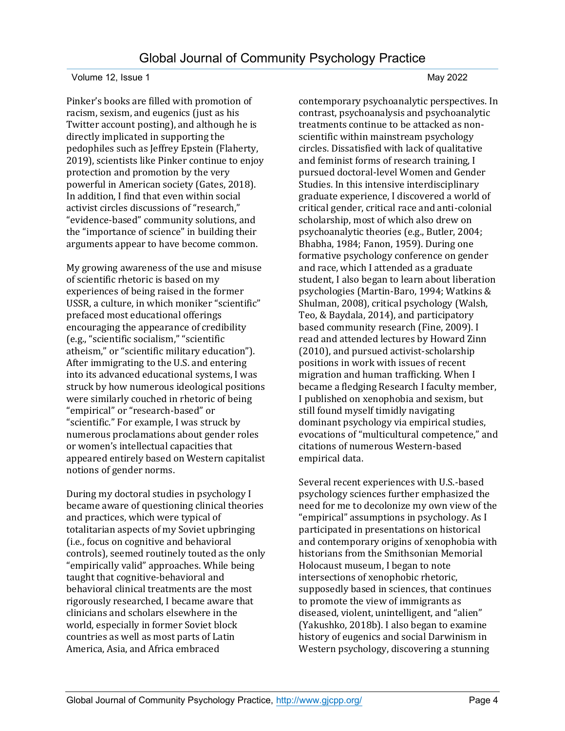Pinker's books are filled with promotion of racism, sexism, and eugenics (just as his Twitter account posting), and although he is directly implicated in supporting the pedophiles such as Jeffrey Epstein (Flaherty, 2019), scientists like Pinker continue to enjoy protection and promotion by the very powerful in American society (Gates, 2018). In addition, I find that even within social activist circles discussions of "research," "evidence-based" community solutions, and the "importance of science" in building their arguments appear to have become common.

My growing awareness of the use and misuse of scientific rhetoric is based on my experiences of being raised in the former USSR, a culture, in which moniker "scientific" prefaced most educational offerings encouraging the appearance of credibility (e.g., "scientific socialism," "scientific atheism," or "scientific military education"). After immigrating to the U.S. and entering into its advanced educational systems, I was struck by how numerous ideological positions were similarly couched in rhetoric of being "empirical" or "research-based" or "scientific." For example, I was struck by numerous proclamations about gender roles or women's intellectual capacities that appeared entirely based on Western capitalist notions of gender norms.

During my doctoral studies in psychology I became aware of questioning clinical theories and practices, which were typical of totalitarian aspects of my Soviet upbringing (i.e., focus on cognitive and behavioral controls), seemed routinely touted as the only "empirically valid" approaches. While being taught that cognitive-behavioral and behavioral clinical treatments are the most rigorously researched, I became aware that clinicians and scholars elsewhere in the world, especially in former Soviet block countries as well as most parts of Latin America, Asia, and Africa embraced contemporary psychoanalytic perspectives. In contrast, psychoanalysis and psychoanalytic treatments continue to be attacked as non-scientific within mainstream psychology circles. Dissatisfied with lack of qualitative and feminist forms of research training, I pursued doctoral-level Women and Gender Studies. In this intensive interdisciplinary graduate experience, I discovered a world of critical gender, critical race and anti-colonial scholarship, most of which also drew on psychoanalytic theories (e.g., Butler, 2004; Bhabha, 1984; Fanon, 1959). During one formative psychology conference on gender and race, which I attended as a graduate student, I also began to learn about liberation psychologies (Martin-Baro, 1994; Watkins & Shulman, 2008), critical psychology (Walsh, Teo, & Baydala, 2014), and participatory based community research (Fine, 2009). I read and attended lectures by Howard Zinn (2010), and pursued activist-scholarship positions in work with issues of recent migration and human trafficking. When I became a fledging Research I faculty member, I published on xenophobia and sexism, but still found myself timidly navigating dominant psychology via empirical studies, evocations of "multicultural competence," and citations of numerous Western-based empirical data.

Several recent experiences with U.S.-based psychology sciences further emphasized the need for me to decolonize my own view of the "empirical" assumptions in psychology. As I participated in presentations on historical and contemporary origins of xenophobia with historians from the Smithsonian Memorial Holocaust museum, I began to note intersections of xenophobic rhetoric, supposedly based in sciences, that continues to promote the view of immigrants as diseased, violent, unintelligent, and "alien" (Yakushko, 2018b). I also began to examine history of eugenics and social Darwinism in Western psychology, discovering a stunning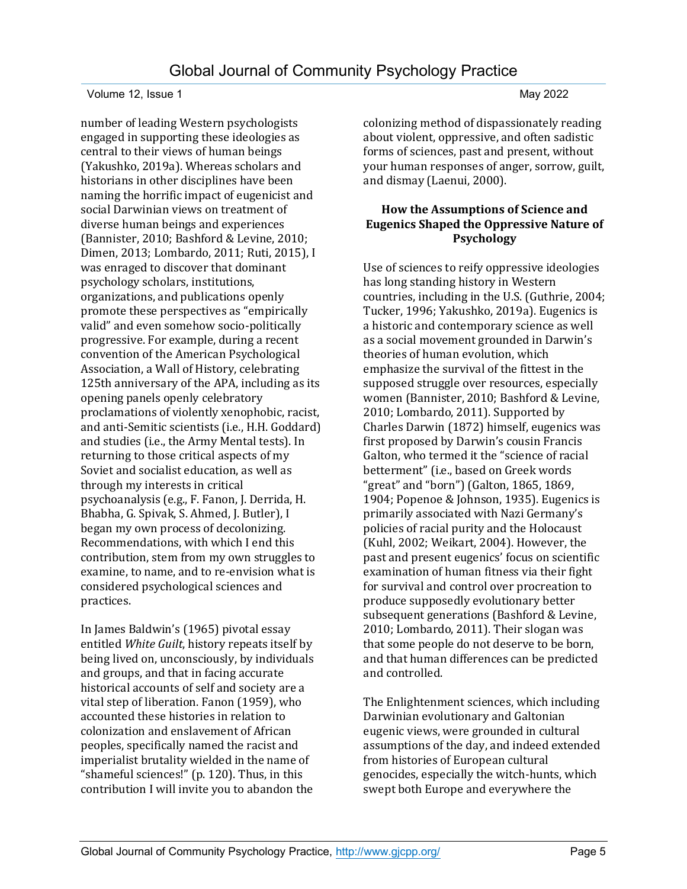number of leading Western psychologists engaged in supporting these ideologies as central to their views of human beings (Yakushko, 2019a). Whereas scholars and historians in other disciplines have been naming the horrific impact of eugenicist and social Darwinian views on treatment of diverse human beings and experiences (Bannister, 2010; Bashford & Levine, 2010; Dimen, 2013; Lombardo, 2011; Ruti, 2015), I was enraged to discover that dominant psychology scholars, institutions, organizations, and publications openly promote these perspectives as "empirically valid" and even somehow socio-politically progressive. For example, during a recent convention of the American Psychological Association, a Wall of History, celebrating 125th anniversary of the APA, including as its opening panels openly celebratory proclamations of violently xenophobic, racist, and anti-Semitic scientists (i.e., H.H. Goddard) and studies (i.e., the Army Mental tests). In returning to those critical aspects of my Soviet and socialist education, as well as through my interests in critical psychoanalysis (e.g., F. Fanon, J. Derrida, H. Bhabha, G. Spivak, S. Ahmed, J. Butler), I began my own process of decolonizing. Recommendations, with which I end this contribution, stem from my own struggles to examine, to name, and to re-envision what is considered psychological sciences and practices.

In James Baldwin's (1965) pivotal essay entitled *White Guilt*, history repeats itself by being lived on, unconsciously, by individuals and groups, and that in facing accurate historical accounts of self and society are a vital step of liberation. Fanon (1959), who accounted these histories in relation to colonization and enslavement of African peoples, specifically named the racist and imperialist brutality wielded in the name of "shameful sciences!" (p. 120). Thus, in this contribution I will invite you to abandon the colonizing method of dispassionately reading about violent, oppressive, and often sadistic forms of sciences, past and present, without your human responses of anger, sorrow, guilt, and dismay (Laenui, 2000).

## How the Assumptions of Science and Eugenics Shaped the Oppressive Nature of Psychology

Use of sciences to reify oppressive ideologies has long standing history in Western countries, including in the U.S. (Guthrie, 2004; Tucker, 1996; Yakushko, 2019a). Eugenics is a historic and contemporary science as well as a social movement grounded in Darwin's theories of human evolution, which emphasize the survival of the fittest in the supposed struggle over resources, especially women (Bannister, 2010; Bashford & Levine, 2010; Lombardo, 2011). Supported by Charles Darwin (1872) himself, eugenics was first proposed by Darwin's cousin Francis Galton, who termed it the "science of racial betterment" (i.e., based on Greek words "great" and "born") (Galton, 1865, 1869, 1904; Popenoe & Johnson, 1935). Eugenics is primarily associated with Nazi Germany's policies of racial purity and the Holocaust (Kuhl, 2002; Weikart, 2004). However, the past and present eugenics' focus on scientific examination of human fitness via their fight for survival and control over procreation to produce supposedly evolutionary better subsequent generations (Bashford & Levine, 2010; Lombardo, 2011). Their slogan was that some people do not deserve to be born, and that human differences can be predicted and controlled.

The Enlightenment sciences, which including Darwinian evolutionary and Galtonian eugenic views, were grounded in cultural assumptions of the day, and indeed extended from histories of European cultural genocides, especially the witch-hunts, which swept both Europe and everywhere the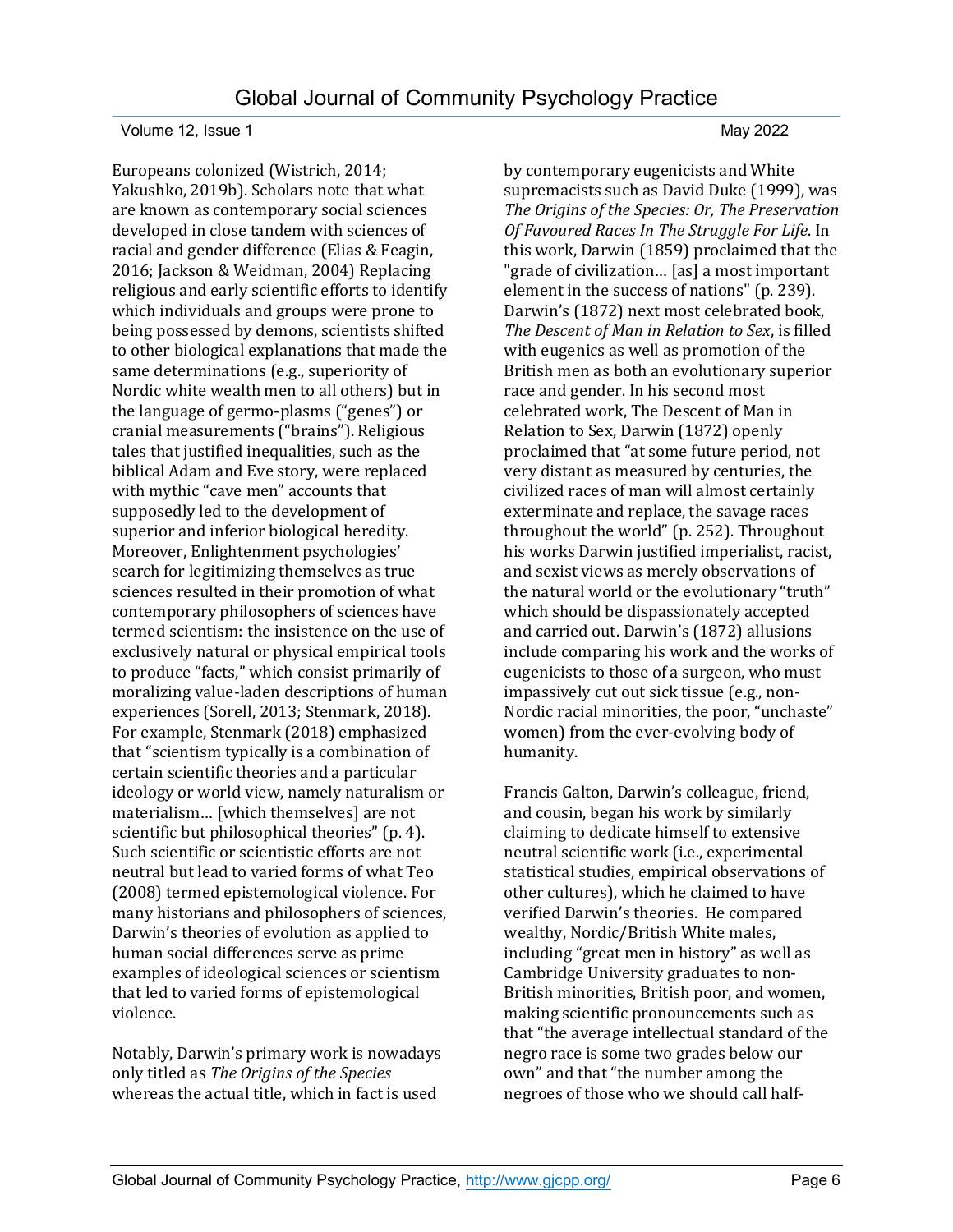Europeans colonized (Wistrich, 2014; Yakushko, 2019b). Scholars note that what are known as contemporary social sciences developed in close tandem with sciences of racial and gender difference (Elias & Feagin, 2016; Jackson & Weidman, 2004) Replacing religious and early scientific efforts to identify which individuals and groups were prone to being possessed by demons, scientists shifted to other biological explanations that made the same determinations (e.g., superiority of Nordic white wealth men to all others) but in the language of germo-plasms ("genes") or cranial measurements ("brains"). Religious tales that justified inequalities, such as the biblical Adam and Eve story, were replaced with mythic "cave men" accounts that supposedly led to the development of superior and inferior biological heredity. Moreover, Enlightenment psychologies' search for legitimizing themselves as true sciences resulted in their promotion of what contemporary philosophers of sciences have termed scientism: the insistence on the use of exclusively natural or physical empirical tools to produce "facts," which consist primarily of moralizing value-laden descriptions of human experiences (Sorell, 2013; Stenmark, 2018). For example, Stenmark (2018) emphasized that "scientism typically is a combination of certain scientific theories and a particular ideology or world view, namely naturalism or materialism… [which themselves] are not scientific but philosophical theories" (p. 4). Such scientific or scientistic efforts are not neutral but lead to varied forms of what Teo (2008) termed epistemological violence. For many historians and philosophers of sciences, Darwin's theories of evolution as applied to human social differences serve as prime examples of ideological sciences or scientism that led to varied forms of epistemological violence.

Notably, Darwin's primary work is nowadays only titled as *The Origins of the Species* whereas the actual title, which in fact is used by contemporary eugenicists and White supremacists such as David Duke (1999), was *The Origins of the Species: Or, The Preservation Of Favoured Races In The Struggle For Life*. In this work, Darwin (1859) proclaimed that the "grade of civilization… [as] a most important element in the success of nations" (p. 239). Darwin's (1872) next most celebrated book, *The Descent of Man in Relation to Sex*, is filled with eugenics as well as promotion of the British men as both an evolutionary superior race and gender. In his second most celebrated work, The Descent of Man in Relation to Sex, Darwin (1872) openly proclaimed that "at some future period, not very distant as measured by centuries, the civilized races of man will almost certainly exterminate and replace, the savage races throughout the world" (p. 252). Throughout his works Darwin justified imperialist, racist, and sexist views as merely observations of the natural world or the evolutionary "truth" which should be dispassionately accepted and carried out. Darwin's (1872) allusions include comparing his work and the works of eugenicists to those of a surgeon, who must impassively cut out sick tissue (e.g., non-Nordic racial minorities, the poor, "unchaste" women) from the ever-evolving body of humanity.

Francis Galton, Darwin's colleague, friend, and cousin, began his work by similarly claiming to dedicate himself to extensive neutral scientific work (i.e., experimental statistical studies, empirical observations of other cultures), which he claimed to have verified Darwin's theories. He compared wealthy, Nordic/British White males, including "great men in history" as well as Cambridge University graduates to non-British minorities, British poor, and women, making scientific pronouncements such as that "the average intellectual standard of the negro race is some two grades below our own" and that "the number among the negroes of those who we should call half-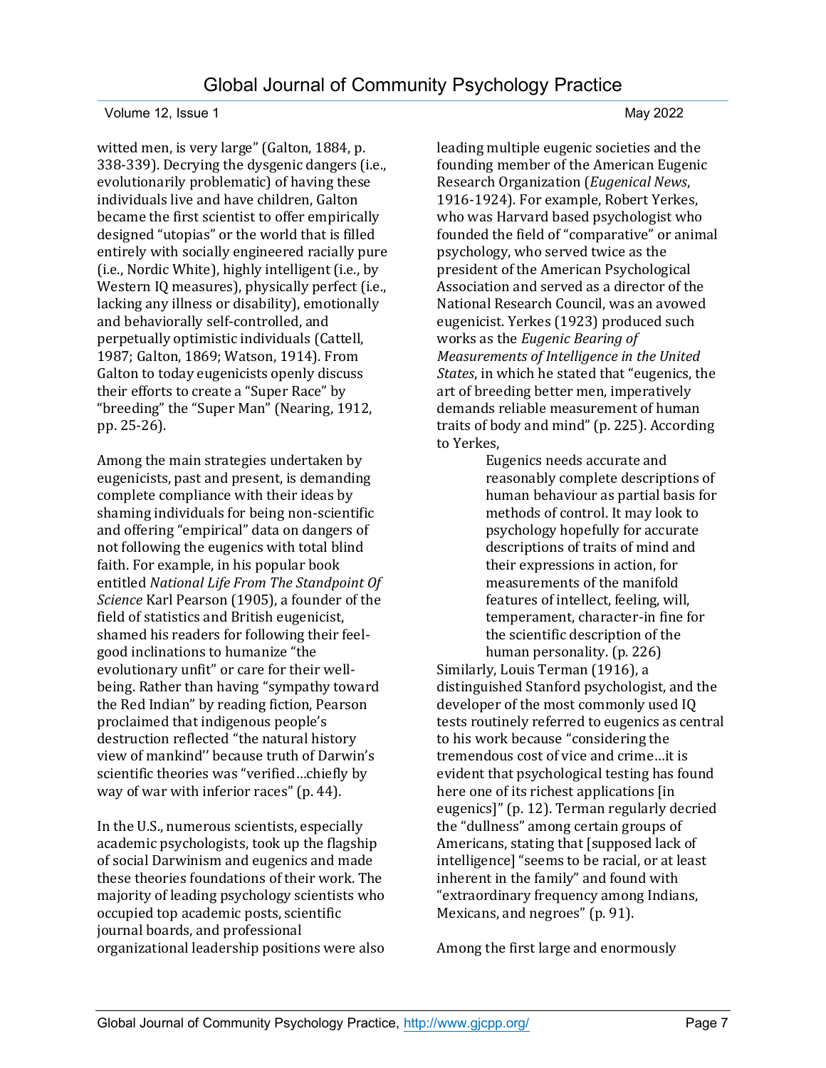witted men, is very large" (Galton, 1884, p. 338-339). Decrying the dysgenic dangers (i.e., evolutionarily problematic) of having these individuals live and have children, Galton became the first scientist to offer empirically designed "utopias" or the world that is filled entirely with socially engineered racially pure (i.e., Nordic White), highly intelligent (i.e., by Western IQ measures), physically perfect (i.e., lacking any illness or disability), emotionally and behaviorally self-controlled, and perpetually optimistic individuals (Cattell, 1987; Galton, 1869; Watson, 1914). From Galton to today eugenicists openly discuss their efforts to create a "Super Race" by "breeding" the "Super Man" (Nearing, 1912, pp. 25-26).

Among the main strategies undertaken by eugenicists, past and present, is demanding complete compliance with their ideas by shaming individuals for being non-scientific and offering "empirical" data on dangers of not following the eugenics with total blind faith. For example, in his popular book entitled *National Life From The Standpoint Of Science* Karl Pearson (1905), a founder of the field of statistics and British eugenicist, shamed his readers for following their feel-good inclinations to humanize "the evolutionary unfit" or care for their well-being. Rather than having "sympathy toward the Red Indian" by reading fiction, Pearson proclaimed that indigenous people's destruction reflected "the natural history view of mankind'' because truth of Darwin's scientific theories was "verified…chiefly by way of war with inferior races" (p. 44).

In the U.S., numerous scientists, especially academic psychologists, took up the flagship of social Darwinism and eugenics and made these theories foundations of their work. The majority of leading psychology scientists who occupied top academic posts, scientific journal boards, and professional organizational leadership positions were also leading multiple eugenic societies and the founding member of the American Eugenic Research Organization (*Eugenical News*, 1916-1924). For example, Robert Yerkes, who was Harvard based psychologist who founded the field of "comparative" or animal psychology, who served twice as the president of the American Psychological Association and served as a director of the National Research Council, was an avowed eugenicist. Yerkes (1923) produced such works as the *Eugenic Bearing of Measurements of Intelligence in the United States*, in which he stated that "eugenics, the art of breeding better men, imperatively demands reliable measurement of human traits of body and mind" (p. 225). According to Yerkes,

> Eugenics needs accurate and reasonably complete descriptions of human behaviour as partial basis for methods of control. It may look to psychology hopefully for accurate descriptions of traits of mind and their expressions in action, for measurements of the manifold features of intellect, feeling, will, temperament, character-in fine for the scientific description of the human personality. (p. 226)

Similarly, Louis Terman (1916), a distinguished Stanford psychologist, and the developer of the most commonly used IQ tests routinely referred to eugenics as central to his work because "considering the tremendous cost of vice and crime…it is evident that psychological testing has found here one of its richest applications [in eugenics]" (p. 12). Terman regularly decried the "dullness" among certain groups of Americans, stating that [supposed lack of intelligence] "seems to be racial, or at least inherent in the family" and found with "extraordinary frequency among Indians, Mexicans, and negroes" (p. 91).

Among the first large and enormously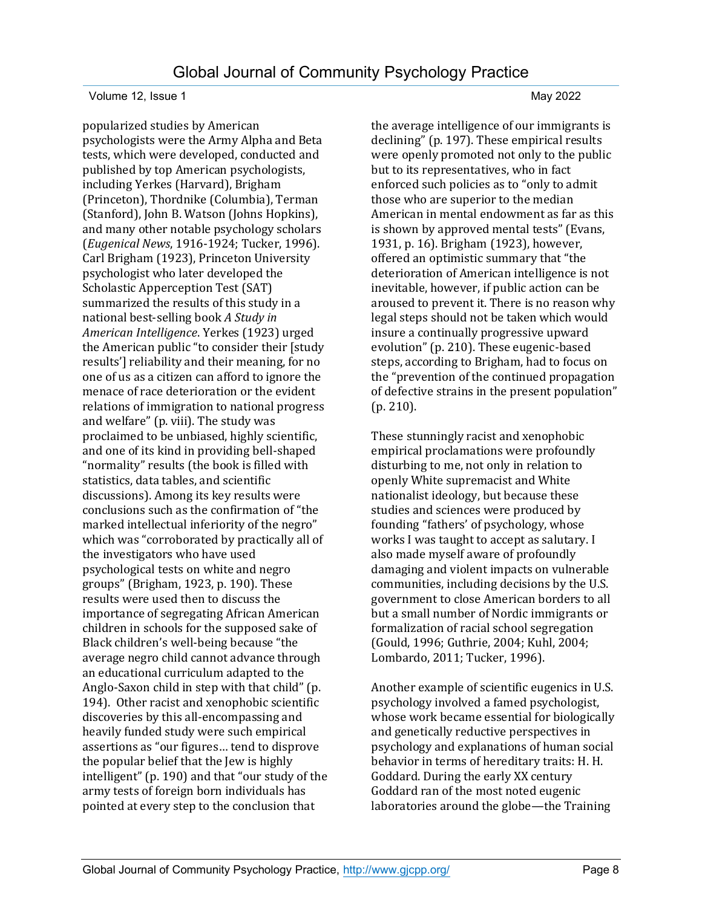popularized studies by American psychologists were the Army Alpha and Beta tests, which were developed, conducted and published by top American psychologists, including Yerkes (Harvard), Brigham (Princeton), Thordnike (Columbia), Terman (Stanford), John B. Watson (Johns Hopkins), and many other notable psychology scholars (*Eugenical News*, 1916-1924; Tucker, 1996). Carl Brigham (1923), Princeton University psychologist who later developed the Scholastic Apperception Test (SAT) summarized the results of this study in a national best-selling book *A Study in American Intelligence*. Yerkes (1923) urged the American public "to consider their [study results'] reliability and their meaning, for no one of us as a citizen can afford to ignore the menace of race deterioration or the evident relations of immigration to national progress and welfare" (p. viii). The study was proclaimed to be unbiased, highly scientific, and one of its kind in providing bell-shaped "normality" results (the book is filled with statistics, data tables, and scientific discussions). Among its key results were conclusions such as the confirmation of "the marked intellectual inferiority of the negro" which was "corroborated by practically all of the investigators who have used psychological tests on white and negro groups" (Brigham, 1923, p. 190). These results were used then to discuss the importance of segregating African American children in schools for the supposed sake of Black children's well-being because "the average negro child cannot advance through an educational curriculum adapted to the Anglo-Saxon child in step with that child" (p. 194). Other racist and xenophobic scientific discoveries by this all-encompassing and heavily funded study were such empirical assertions as "our figures… tend to disprove the popular belief that the Jew is highly intelligent" (p. 190) and that "our study of the army tests of foreign born individuals has pointed at every step to the conclusion that the average intelligence of our immigrants is declining" (p. 197). These empirical results were openly promoted not only to the public but to its representatives, who in fact enforced such policies as to "only to admit those who are superior to the median American in mental endowment as far as this is shown by approved mental tests" (Evans, 1931, p. 16). Brigham (1923), however, offered an optimistic summary that "the deterioration of American intelligence is not inevitable, however, if public action can be aroused to prevent it. There is no reason why legal steps should not be taken which would insure a continually progressive upward evolution" (p. 210). These eugenic-based steps, according to Brigham, had to focus on the "prevention of the continued propagation of defective strains in the present population" (p. 210).

These stunningly racist and xenophobic empirical proclamations were profoundly disturbing to me, not only in relation to openly White supremacist and White nationalist ideology, but because these studies and sciences were produced by founding "fathers' of psychology, whose works I was taught to accept as salutary. I also made myself aware of profoundly damaging and violent impacts on vulnerable communities, including decisions by the U.S. government to close American borders to all but a small number of Nordic immigrants or formalization of racial school segregation (Gould, 1996; Guthrie, 2004; Kuhl, 2004; Lombardo, 2011; Tucker, 1996).

Another example of scientific eugenics in U.S. psychology involved a famed psychologist, whose work became essential for biologically and genetically reductive perspectives in psychology and explanations of human social behavior in terms of hereditary traits: H. H. Goddard. During the early XX century Goddard ran of the most noted eugenic laboratories around the globe—the Training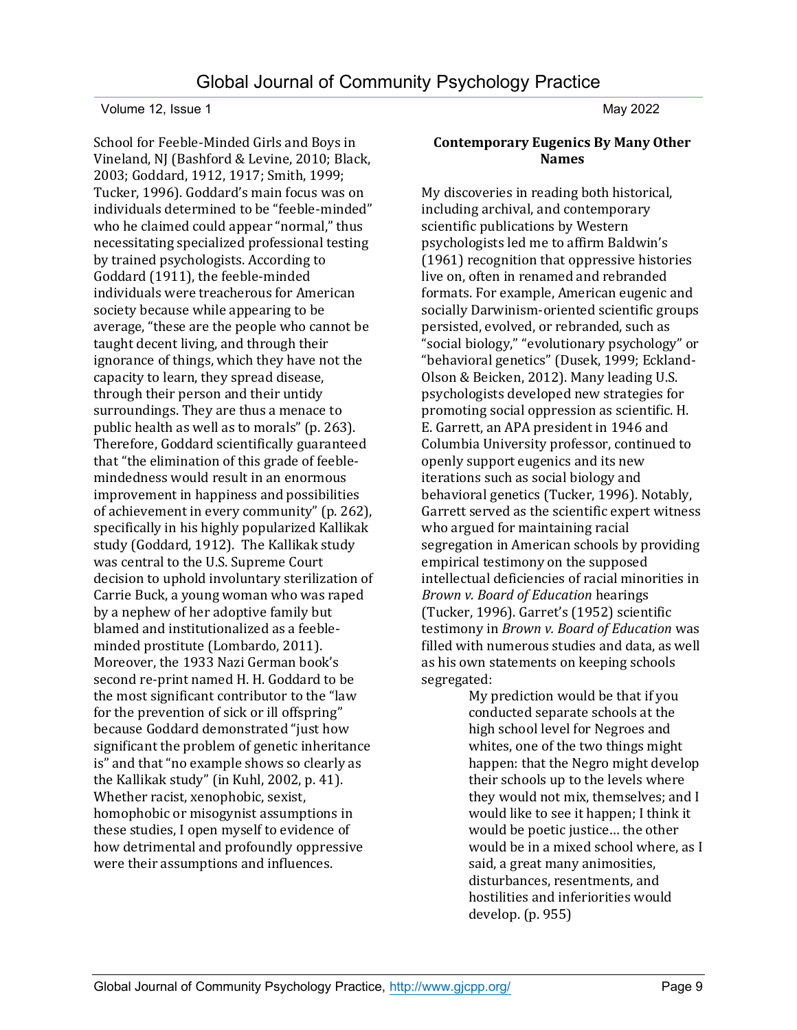School for Feeble-Minded Girls and Boys in Vineland, NJ (Bashford & Levine, 2010; Black, 2003; Goddard, 1912, 1917; Smith, 1999; Tucker, 1996). Goddard's main focus was on individuals determined to be "feeble-minded" who he claimed could appear "normal," thus necessitating specialized professional testing by trained psychologists. According to Goddard (1911), the feeble-minded individuals were treacherous for American society because while appearing to be average, "these are the people who cannot be taught decent living, and through their ignorance of things, which they have not the capacity to learn, they spread disease, through their person and their untidy surroundings. They are thus a menace to public health as well as to morals" (p. 263). Therefore, Goddard scientifically guaranteed that "the elimination of this grade of feeble-mindedness would result in an enormous improvement in happiness and possibilities of achievement in every community" (p. 262), specifically in his highly popularized Kallikak study (Goddard, 1912). The Kallikak study was central to the U.S. Supreme Court decision to uphold involuntary sterilization of Carrie Buck, a young woman who was raped by a nephew of her adoptive family but blamed and institutionalized as a feeble-minded prostitute (Lombardo, 2011). Moreover, the 1933 Nazi German book's second re-print named H. H. Goddard to be the most significant contributor to the "law for the prevention of sick or ill offspring" because Goddard demonstrated "just how significant the problem of genetic inheritance is" and that "no example shows so clearly as the Kallikak study" (in Kuhl, 2002, p. 41). Whether racist, xenophobic, sexist, homophobic or misogynist assumptions in these studies, I open myself to evidence of how detrimental and profoundly oppressive were their assumptions and influences.

## Contemporary Eugenics By Many Other Names

My discoveries in reading both historical, including archival, and contemporary scientific publications by Western psychologists led me to affirm Baldwin's (1961) recognition that oppressive histories live on, often in renamed and rebranded formats. For example, American eugenic and socially Darwinism-oriented scientific groups persisted, evolved, or rebranded, such as "social biology," "evolutionary psychology" or "behavioral genetics" (Dusek, 1999; Eckland-Olson & Beicken, 2012). Many leading U.S. psychologists developed new strategies for promoting social oppression as scientific. H. E. Garrett, an APA president in 1946 and Columbia University professor, continued to openly support eugenics and its new iterations such as social biology and behavioral genetics (Tucker, 1996). Notably, Garrett served as the scientific expert witness who argued for maintaining racial segregation in American schools by providing empirical testimony on the supposed intellectual deficiencies of racial minorities in *Brown v. Board of Education* hearings (Tucker, 1996). Garret's (1952) scientific testimony in *Brown v. Board of Education* was filled with numerous studies and data, as well as his own statements on keeping schools segregated:

> My prediction would be that if you conducted separate schools at the high school level for Negroes and whites, one of the two things might happen: that the Negro might develop their schools up to the levels where they would not mix, themselves; and I would like to see it happen; I think it would be poetic justice… the other would be in a mixed school where, as I said, a great many animosities, disturbances, resentments, and hostilities and inferiorities would develop. (p. 955)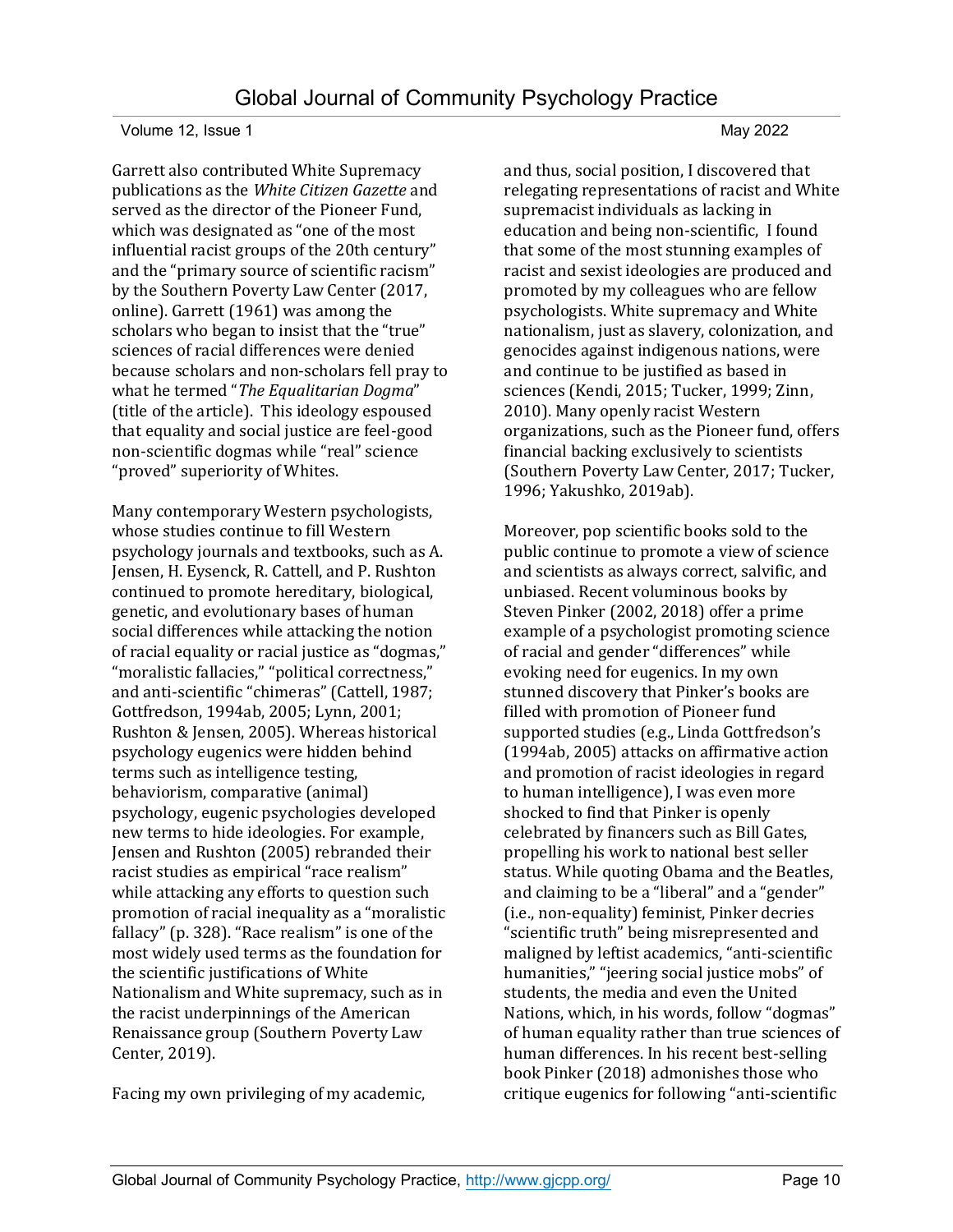Garrett also contributed White Supremacy publications as the *White Citizen Gazette* and served as the director of the Pioneer Fund, which was designated as "one of the most influential racist groups of the 20th century" and the "primary source of scientific racism" by the Southern Poverty Law Center (2017, online). Garrett (1961) was among the scholars who began to insist that the "true" sciences of racial differences were denied because scholars and non-scholars fell pray to what he termed "*The Equalitarian Dogma*" (title of the article). This ideology espoused that equality and social justice are feel-good non-scientific dogmas while "real" science "proved" superiority of Whites.

Many contemporary Western psychologists, whose studies continue to fill Western psychology journals and textbooks, such as A. Jensen, H. Eysenck, R. Cattell, and P. Rushton continued to promote hereditary, biological, genetic, and evolutionary bases of human social differences while attacking the notion of racial equality or racial justice as "dogmas," "moralistic fallacies," "political correctness," and anti-scientific "chimeras" (Cattell, 1987; Gottfredson, 1994ab, 2005; Lynn, 2001; Rushton & Jensen, 2005). Whereas historical psychology eugenics were hidden behind terms such as intelligence testing, behaviorism, comparative (animal) psychology, eugenic psychologies developed new terms to hide ideologies. For example, Jensen and Rushton (2005) rebranded their racist studies as empirical "race realism" while attacking any efforts to question such promotion of racial inequality as a "moralistic fallacy" (p. 328). "Race realism" is one of the most widely used terms as the foundation for the scientific justifications of White Nationalism and White supremacy, such as in the racist underpinnings of the American Renaissance group (Southern Poverty Law Center, 2019).

Facing my own privileging of my academic, and thus, social position, I discovered that relegating representations of racist and White supremacist individuals as lacking in education and being non-scientific, I found that some of the most stunning examples of racist and sexist ideologies are produced and promoted by my colleagues who are fellow psychologists. White supremacy and White nationalism, just as slavery, colonization, and genocides against indigenous nations, were and continue to be justified as based in sciences (Kendi, 2015; Tucker, 1999; Zinn, 2010). Many openly racist Western organizations, such as the Pioneer fund, offers financial backing exclusively to scientists (Southern Poverty Law Center, 2017; Tucker, 1996; Yakushko, 2019ab).

Moreover, pop scientific books sold to the public continue to promote a view of science and scientists as always correct, salvific, and unbiased. Recent voluminous books by Steven Pinker (2002, 2018) offer a prime example of a psychologist promoting science of racial and gender "differences" while evoking need for eugenics. In my own stunned discovery that Pinker's books are filled with promotion of Pioneer fund supported studies (e.g., Linda Gottfredson's (1994ab, 2005) attacks on affirmative action and promotion of racist ideologies in regard to human intelligence), I was even more shocked to find that Pinker is openly celebrated by financers such as Bill Gates, propelling his work to national best seller status. While quoting Obama and the Beatles, and claiming to be a "liberal" and a "gender" (i.e., non-equality) feminist, Pinker decries "scientific truth" being misrepresented and maligned by leftist academics, "anti-scientific humanities," "jeering social justice mobs" of students, the media and even the United Nations, which, in his words, follow "dogmas" of human equality rather than true sciences of human differences. In his recent best-selling book Pinker (2018) admonishes those who critique eugenics for following "anti-scientific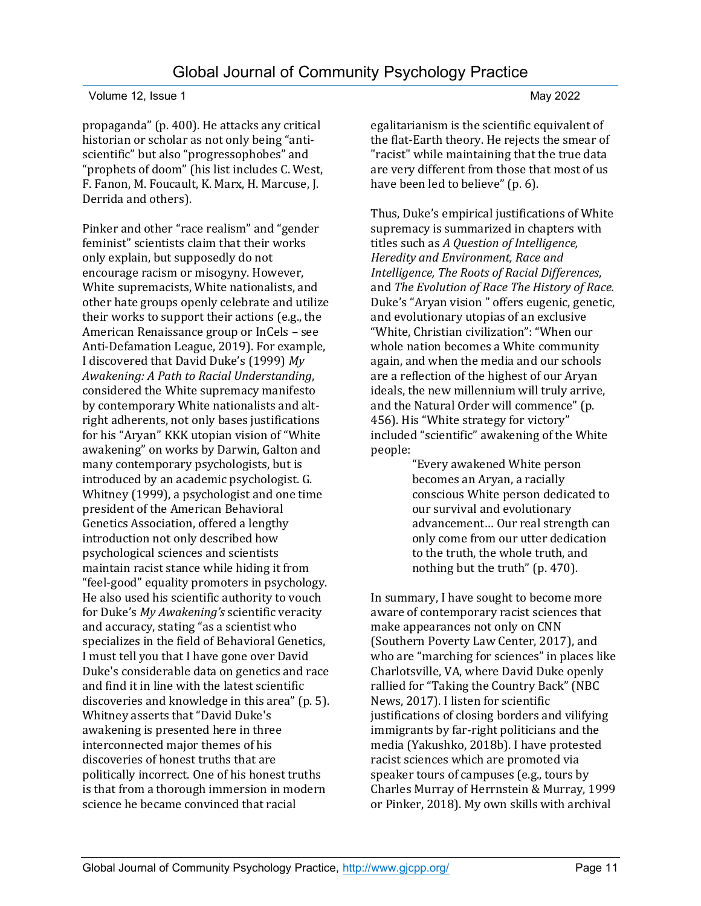propaganda" (p. 400). He attacks any critical historian or scholar as not only being "anti-scientific" but also "progressophobes" and "prophets of doom" (his list includes C. West, F. Fanon, M. Foucault, K. Marx, H. Marcuse, J. Derrida and others).

Pinker and other "race realism" and "gender feminist" scientists claim that their works only explain, but supposedly do not encourage racism or misogyny. However, White supremacists, White nationalists, and other hate groups openly celebrate and utilize their works to support their actions (e.g., the American Renaissance group or InCels – see Anti-Defamation League, 2019). For example, I discovered that David Duke's (1999) *My Awakening: A Path to Racial Understanding*, considered the White supremacy manifesto by contemporary White nationalists and alt-right adherents, not only bases justifications for his "Aryan" KKK utopian vision of "White awakening" on works by Darwin, Galton and many contemporary psychologists, but is introduced by an academic psychologist. G. Whitney (1999), a psychologist and one time president of the American Behavioral Genetics Association, offered a lengthy introduction not only described how psychological sciences and scientists maintain racist stance while hiding it from "feel-good" equality promoters in psychology. He also used his scientific authority to vouch for Duke's *My Awakening's* scientific veracity and accuracy, stating "as a scientist who specializes in the field of Behavioral Genetics, I must tell you that I have gone over David Duke's considerable data on genetics and race and find it in line with the latest scientific discoveries and knowledge in this area" (p. 5). Whitney asserts that "David Duke's awakening is presented here in three interconnected major themes of his discoveries of honest truths that are politically incorrect. One of his honest truths is that from a thorough immersion in modern science he became convinced that racial egalitarianism is the scientific equivalent of the flat-Earth theory. He rejects the smear of "racist" while maintaining that the true data are very different from those that most of us have been led to believe" (p. 6).

Thus, Duke's empirical justifications of White supremacy is summarized in chapters with titles such as *A Question of Intelligence, Heredity and Environment, Race and Intelligence, The Roots of Racial Differences*, and *The Evolution of Race The History of Race.* Duke's "Aryan vision " offers eugenic, genetic, and evolutionary utopias of an exclusive "White, Christian civilization": "When our whole nation becomes a White community again, and when the media and our schools are a reflection of the highest of our Aryan ideals, the new millennium will truly arrive, and the Natural Order will commence" (p. 456). His "White strategy for victory" included "scientific" awakening of the White people:

> "Every awakened White person becomes an Aryan, a racially conscious White person dedicated to our survival and evolutionary advancement… Our real strength can only come from our utter dedication to the truth, the whole truth, and nothing but the truth" (p. 470).

In summary, I have sought to become more aware of contemporary racist sciences that make appearances not only on CNN (Southern Poverty Law Center, 2017), and who are "marching for sciences" in places like Charlotsville, VA, where David Duke openly rallied for "Taking the Country Back" (NBC News, 2017). I listen for scientific justifications of closing borders and vilifying immigrants by far-right politicians and the media (Yakushko, 2018b). I have protested racist sciences which are promoted via speaker tours of campuses (e.g., tours by Charles Murray of Herrnstein & Murray, 1999 or Pinker, 2018). My own skills with archival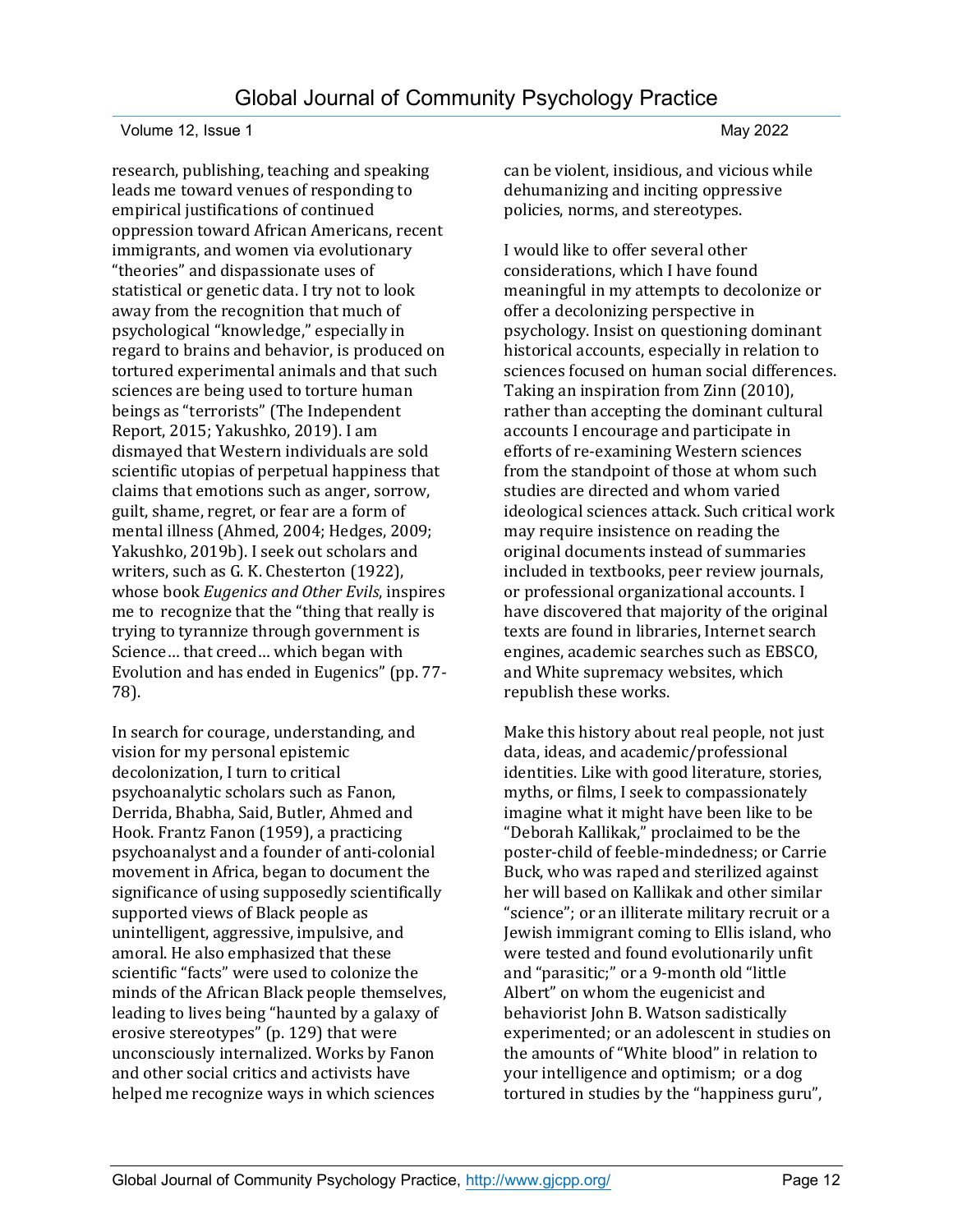research, publishing, teaching and speaking leads me toward venues of responding to empirical justifications of continued oppression toward African Americans, recent immigrants, and women via evolutionary "theories" and dispassionate uses of statistical or genetic data. I try not to look away from the recognition that much of psychological "knowledge," especially in regard to brains and behavior, is produced on tortured experimental animals and that such sciences are being used to torture human beings as "terrorists" (The Independent Report, 2015; Yakushko, 2019). I am dismayed that Western individuals are sold scientific utopias of perpetual happiness that claims that emotions such as anger, sorrow, guilt, shame, regret, or fear are a form of mental illness (Ahmed, 2004; Hedges, 2009; Yakushko, 2019b). I seek out scholars and writers, such as G. K. Chesterton (1922), whose book *Eugenics and Other Evils*, inspires me to recognize that the "thing that really is trying to tyrannize through government is Science… that creed… which began with Evolution and has ended in Eugenics" (pp. 77-78).

In search for courage, understanding, and vision for my personal epistemic decolonization, I turn to critical psychoanalytic scholars such as Fanon, Derrida, Bhabha, Said, Butler, Ahmed and Hook. Frantz Fanon (1959), a practicing psychoanalyst and a founder of anti-colonial movement in Africa, began to document the significance of using supposedly scientifically supported views of Black people as unintelligent, aggressive, impulsive, and amoral. He also emphasized that these scientific "facts" were used to colonize the minds of the African Black people themselves, leading to lives being "haunted by a galaxy of erosive stereotypes" (p. 129) that were unconsciously internalized. Works by Fanon and other social critics and activists have helped me recognize ways in which sciences can be violent, insidious, and vicious while dehumanizing and inciting oppressive policies, norms, and stereotypes.

I would like to offer several other considerations, which I have found meaningful in my attempts to decolonize or offer a decolonizing perspective in psychology. Insist on questioning dominant historical accounts, especially in relation to sciences focused on human social differences. Taking an inspiration from Zinn (2010), rather than accepting the dominant cultural accounts I encourage and participate in efforts of re-examining Western sciences from the standpoint of those at whom such studies are directed and whom varied ideological sciences attack. Such critical work may require insistence on reading the original documents instead of summaries included in textbooks, peer review journals, or professional organizational accounts. I have discovered that majority of the original texts are found in libraries, Internet search engines, academic searches such as EBSCO, and White supremacy websites, which republish these works.

Make this history about real people, not just data, ideas, and academic/professional identities. Like with good literature, stories, myths, or films, I seek to compassionately imagine what it might have been like to be "Deborah Kallikak," proclaimed to be the poster-child of feeble-mindedness; or Carrie Buck, who was raped and sterilized against her will based on Kallikak and other similar "science"; or an illiterate military recruit or a Jewish immigrant coming to Ellis island, who were tested and found evolutionarily unfit and "parasitic;" or a 9-month old "little Albert" on whom the eugenicist and behaviorist John B. Watson sadistically experimented; or an adolescent in studies on the amounts of "White blood" in relation to your intelligence and optimism; or a dog tortured in studies by the "happiness guru",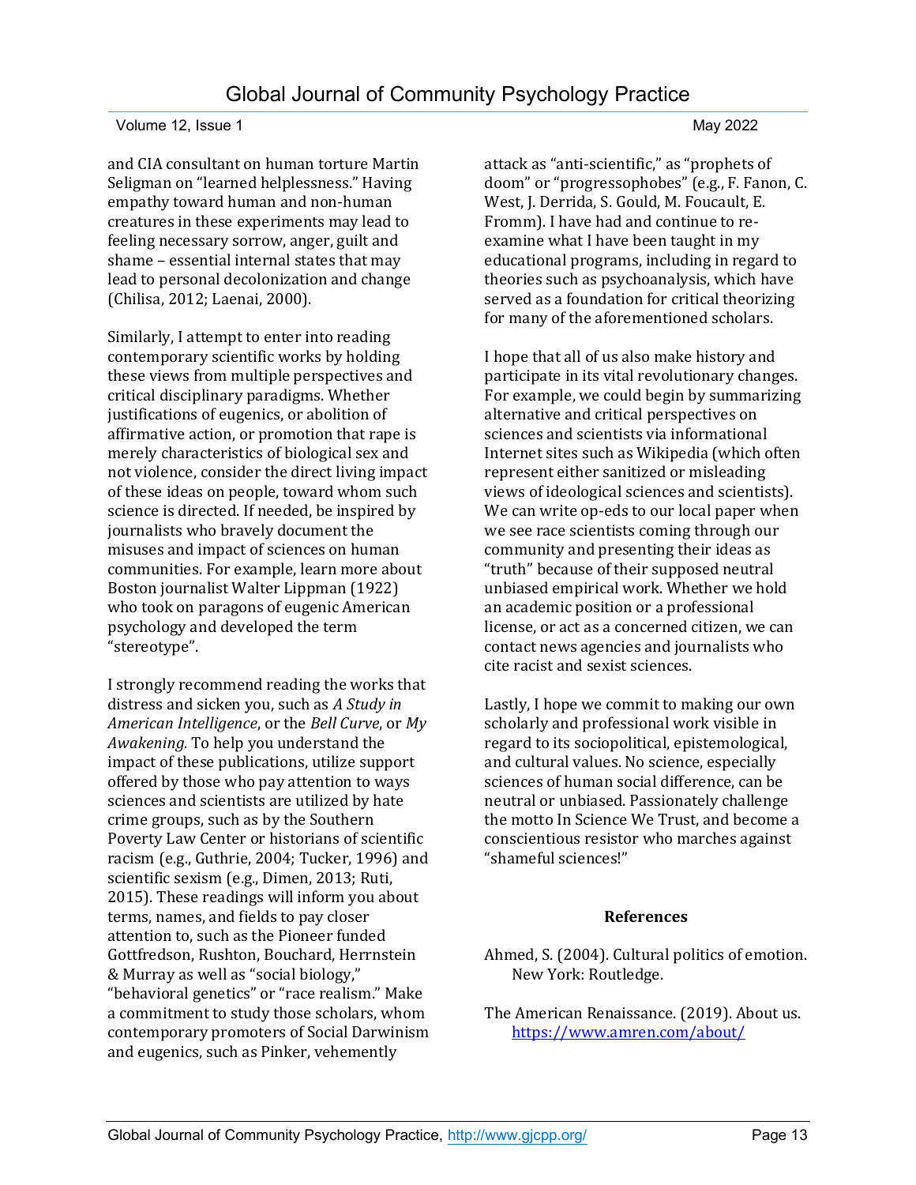and CIA consultant on human torture Martin Seligman on "learned helplessness." Having empathy toward human and non-human creatures in these experiments may lead to feeling necessary sorrow, anger, guilt and shame – essential internal states that may lead to personal decolonization and change (Chilisa, 2012; Laenai, 2000).

Similarly, I attempt to enter into reading contemporary scientific works by holding these views from multiple perspectives and critical disciplinary paradigms. Whether justifications of eugenics, or abolition of affirmative action, or promotion that rape is merely characteristics of biological sex and not violence, consider the direct living impact of these ideas on people, toward whom such science is directed. If needed, be inspired by journalists who bravely document the misuses and impact of sciences on human communities. For example, learn more about Boston journalist Walter Lippman (1922) who took on paragons of eugenic American psychology and developed the term "stereotype".

I strongly recommend reading the works that distress and sicken you, such as *A Study in American Intelligence*, or the *Bell Curve*, or *My Awakening.* To help you understand the impact of these publications, utilize support offered by those who pay attention to ways sciences and scientists are utilized by hate crime groups, such as by the Southern Poverty Law Center or historians of scientific racism (e.g., Guthrie, 2004; Tucker, 1996) and scientific sexism (e.g., Dimen, 2013; Ruti, 2015). These readings will inform you about terms, names, and fields to pay closer attention to, such as the Pioneer funded Gottfredson, Rushton, Bouchard, Herrnstein & Murray as well as "social biology," "behavioral genetics" or "race realism." Make a commitment to study those scholars, whom contemporary promoters of Social Darwinism and eugenics, such as Pinker, vehemently attack as "anti-scientific," as "prophets of doom" or "progressophobes" (e.g., F. Fanon, C. West, J. Derrida, S. Gould, M. Foucault, E. Fromm). I have had and continue to re-examine what I have been taught in my educational programs, including in regard to theories such as psychoanalysis, which have served as a foundation for critical theorizing for many of the aforementioned scholars.

I hope that all of us also make history and participate in its vital revolutionary changes. For example, we could begin by summarizing alternative and critical perspectives on sciences and scientists via informational Internet sites such as Wikipedia (which often represent either sanitized or misleading views of ideological sciences and scientists). We can write op-eds to our local paper when we see race scientists coming through our community and presenting their ideas as "truth" because of their supposed neutral unbiased empirical work. Whether we hold an academic position or a professional license, or act as a concerned citizen, we can contact news agencies and journalists who cite racist and sexist sciences.

Lastly, I hope we commit to making our own scholarly and professional work visible in regard to its sociopolitical, epistemological, and cultural values. No science, especially sciences of human social difference, can be neutral or unbiased. Passionately challenge the motto In Science We Trust, and become a conscientious resistor who marches against "shameful sciences!"

## References

Ahmed, S. (2004). Cultural politics of emotion. New York: Routledge.

The American Renaissance. (2019). About us. https://www.amren.com/about/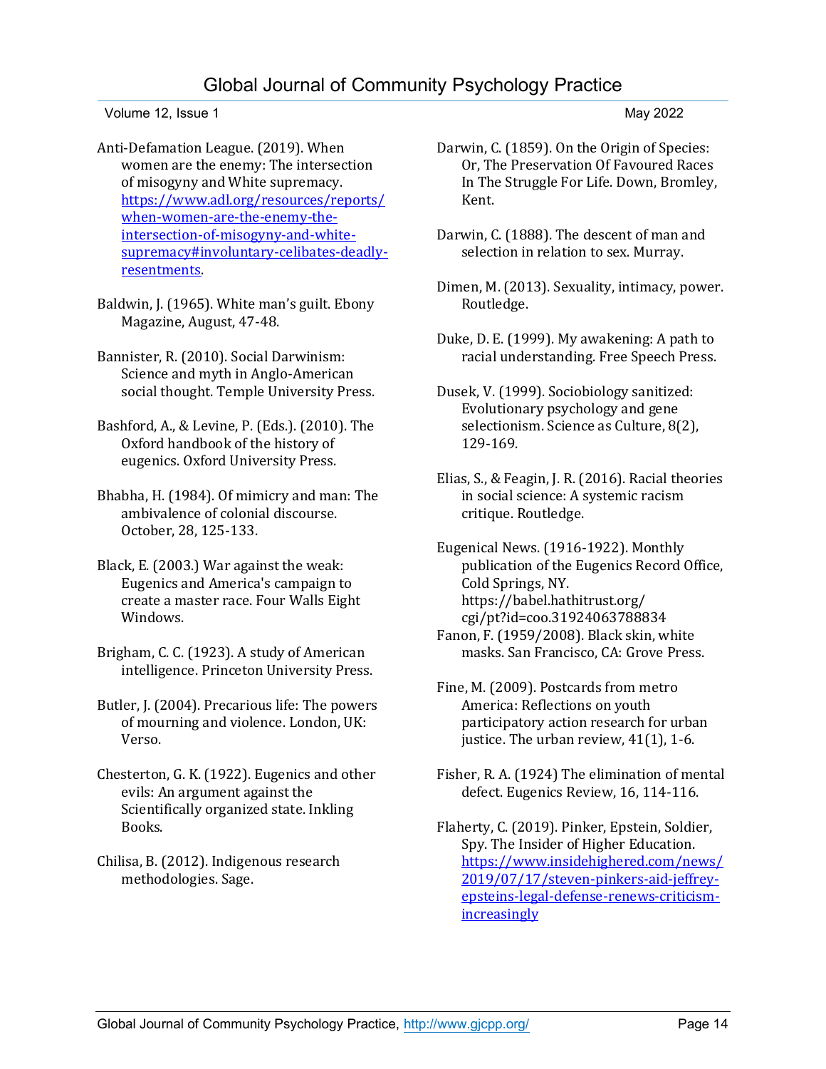Anti-Defamation League. (2019). When women are the enemy: The intersection of misogyny and White supremacy. https://www.adl.org/resources/reports/when-women-are-the-enemy-the-intersection-of-misogyny-and-white-supremacy#involuntary-celibates-deadly-resentments.

Baldwin, J. (1965). White man's guilt. Ebony Magazine, August, 47-48.

Bannister, R. (2010). Social Darwinism: Science and myth in Anglo-American social thought. Temple University Press.

Bashford, A., & Levine, P. (Eds.). (2010). The Oxford handbook of the history of eugenics. Oxford University Press.

Bhabha, H. (1984). Of mimicry and man: The ambivalence of colonial discourse. October, 28, 125-133.

Black, E. (2003.) War against the weak: Eugenics and America's campaign to create a master race. Four Walls Eight Windows.

Brigham, C. C. (1923). A study of American intelligence. Princeton University Press.

Butler, J. (2004). Precarious life: The powers of mourning and violence. London, UK: Verso.

Chesterton, G. K. (1922). Eugenics and other evils: An argument against the Scientifically organized state. Inkling Books.

Chilisa, B. (2012). Indigenous research methodologies. Sage.

Darwin, C. (1859). On the Origin of Species: Or, The Preservation Of Favoured Races In The Struggle For Life. Down, Bromley, Kent.

Darwin, C. (1888). The descent of man and selection in relation to sex. Murray.

Dimen, M. (2013). Sexuality, intimacy, power. Routledge.

Duke, D. E. (1999). My awakening: A path to racial understanding. Free Speech Press.

Dusek, V. (1999). Sociobiology sanitized: Evolutionary psychology and gene selectionism. Science as Culture, 8(2), 129-169.

Elias, S., & Feagin, J. R. (2016). Racial theories in social science: A systemic racism critique. Routledge.

Eugenical News. (1916-1922). Monthly publication of the Eugenics Record Office, Cold Springs, NY. https://babel.hathitrust.org/cgi/pt?id=coo.31924063788834

Fanon, F. (1959/2008). Black skin, white masks. San Francisco, CA: Grove Press.

Fine, M. (2009). Postcards from metro America: Reflections on youth participatory action research for urban justice. The urban review, 41(1), 1-6.

Fisher, R. A. (1924) The elimination of mental defect. Eugenics Review, 16, 114-116.

Flaherty, C. (2019). Pinker, Epstein, Soldier, Spy. The Insider of Higher Education. https://www.insidehighered.com/news/2019/07/17/steven-pinkers-aid-jeffrey-epsteins-legal-defense-renews-criticism-increasingly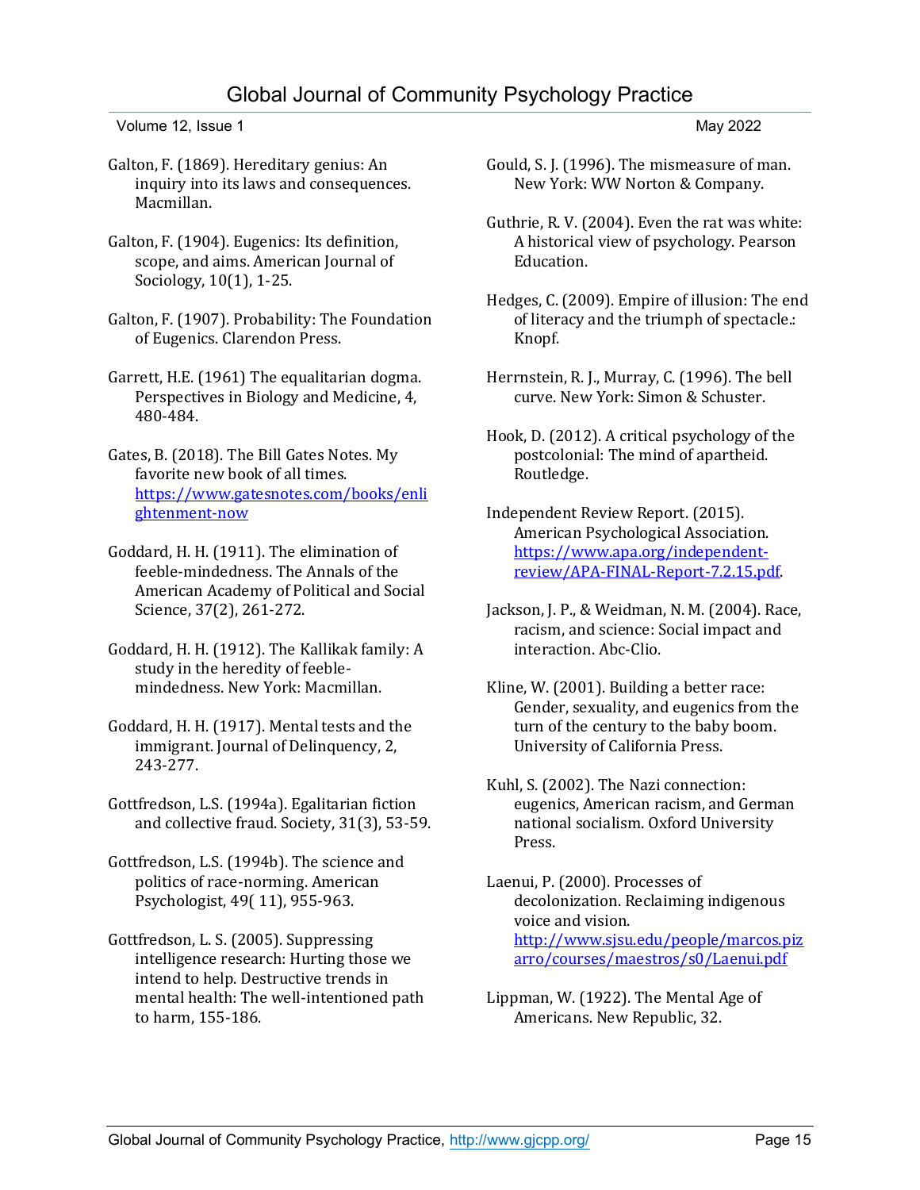Galton, F. (1869). Hereditary genius: An inquiry into its laws and consequences. Macmillan.

Galton, F. (1904). Eugenics: Its definition, scope, and aims. American Journal of Sociology, 10(1), 1-25.

Galton, F. (1907). Probability: The Foundation of Eugenics. Clarendon Press.

Garrett, H.E. (1961) The equalitarian dogma. Perspectives in Biology and Medicine, 4, 480-484.

Gates, B. (2018). The Bill Gates Notes. My favorite new book of all times. https://www.gatesnotes.com/books/enlightenment-now

Goddard, H. H. (1911). The elimination of feeble-mindedness. The Annals of the American Academy of Political and Social Science, 37(2), 261-272.

Goddard, H. H. (1912). The Kallikak family: A study in the heredity of feeble-mindedness. New York: Macmillan.

Goddard, H. H. (1917). Mental tests and the immigrant. Journal of Delinquency, 2, 243-277.

Gottfredson, L.S. (1994a). Egalitarian fiction and collective fraud. Society, 31(3), 53-59.

Gottfredson, L.S. (1994b). The science and politics of race-norming. American Psychologist, 49( 11), 955-963.

Gottfredson, L. S. (2005). Suppressing intelligence research: Hurting those we intend to help. Destructive trends in mental health: The well-intentioned path to harm, 155-186.

Gould, S. J. (1996). The mismeasure of man. New York: WW Norton & Company.

Guthrie, R. V. (2004). Even the rat was white: A historical view of psychology. Pearson Education.

Hedges, C. (2009). Empire of illusion: The end of literacy and the triumph of spectacle.: Knopf.

Herrnstein, R. J., Murray, C. (1996). The bell curve. New York: Simon & Schuster.

Hook, D. (2012). A critical psychology of the postcolonial: The mind of apartheid. Routledge.

Independent Review Report. (2015). American Psychological Association. https://www.apa.org/independent-review/APA-FINAL-Report-7.2.15.pdf.

Jackson, J. P., & Weidman, N. M. (2004). Race, racism, and science: Social impact and interaction. Abc-Clio.

Kline, W. (2001). Building a better race: Gender, sexuality, and eugenics from the turn of the century to the baby boom. University of California Press.

Kuhl, S. (2002). The Nazi connection: eugenics, American racism, and German national socialism. Oxford University Press.

Laenui, P. (2000). Processes of decolonization. Reclaiming indigenous voice and vision. http://www.sjsu.edu/people/marcos.pizarro/courses/maestros/s0/Laenui.pdf

Lippman, W. (1922). The Mental Age of Americans. New Republic, 32.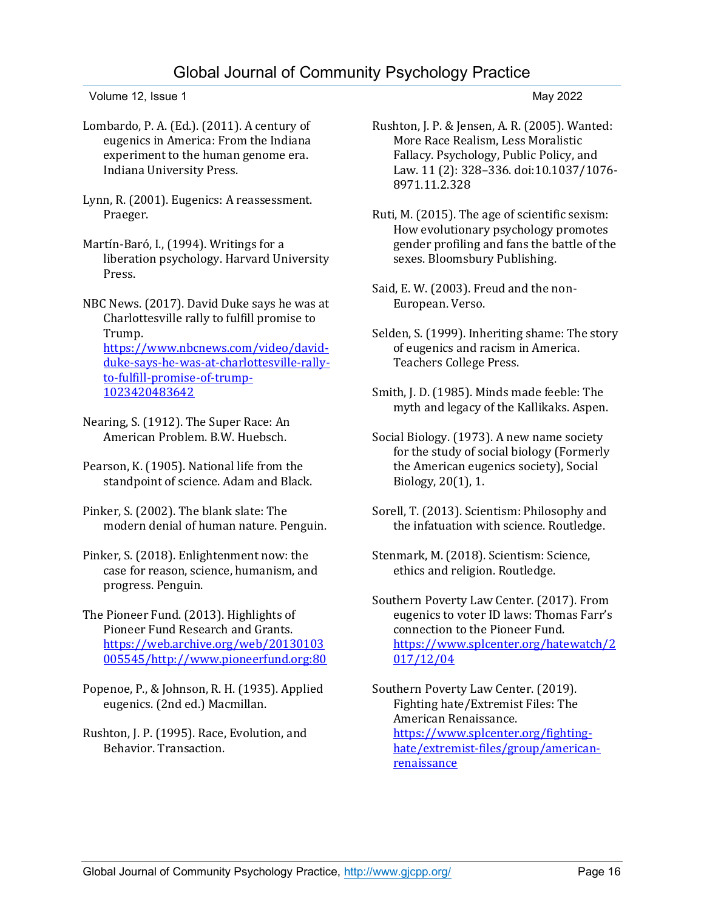Lombardo, P. A. (Ed.). (2011). A century of eugenics in America: From the Indiana experiment to the human genome era. Indiana University Press.

Lynn, R. (2001). Eugenics: A reassessment. Praeger.

Martín-Baró, I., (1994). Writings for a liberation psychology. Harvard University Press.

NBC News. (2017). David Duke says he was at Charlottesville rally to fulfill promise to Trump. [https://www.nbcnews.com/video/david-duke-says-he-was-at-charlottesville-rally-to-fulfill-promise-of-trump-1023420483642](https://www.nbcnews.com/video/david-duke-says-he-was-at-charlottesville-rally-to-fulfill-promise-of-trump-1023420483642)

Nearing, S. (1912). The Super Race: An American Problem. B.W. Huebsch.

Pearson, K. (1905). National life from the standpoint of science. Adam and Black.

Pinker, S. (2002). The blank slate: The modern denial of human nature. Penguin.

Pinker, S. (2018). Enlightenment now: the case for reason, science, humanism, and progress. Penguin.

The Pioneer Fund. (2013). Highlights of Pioneer Fund Research and Grants. [https://web.archive.org/web/20130103005545/http://www.pioneerfund.org:80](https://web.archive.org/web/20130103005545/http://www.pioneerfund.org:80)

Popenoe, P., & Johnson, R. H. (1935). Applied eugenics. (2nd ed.) Macmillan.

Rushton, J. P. (1995). Race, Evolution, and Behavior. Transaction.

Rushton, J. P. & Jensen, A. R. (2005). Wanted: More Race Realism, Less Moralistic Fallacy. Psychology, Public Policy, and Law. 11 (2): 328–336. doi:10.1037/1076-8971.11.2.328

Ruti, M. (2015). The age of scientific sexism: How evolutionary psychology promotes gender profiling and fans the battle of the sexes. Bloomsbury Publishing.

Said, E. W. (2003). Freud and the non-European. Verso.

Selden, S. (1999). Inheriting shame: The story of eugenics and racism in America. Teachers College Press.

Smith, J. D. (1985). Minds made feeble: The myth and legacy of the Kallikaks. Aspen.

Social Biology. (1973). A new name society for the study of social biology (Formerly the American eugenics society), Social Biology, 20(1), 1.

Sorell, T. (2013). Scientism: Philosophy and the infatuation with science. Routledge.

Stenmark, M. (2018). Scientism: Science, ethics and religion. Routledge.

Southern Poverty Law Center. (2017). From eugenics to voter ID laws: Thomas Farr's connection to the Pioneer Fund. [https://www.splcenter.org/hatewatch/2017/12/04](https://www.splcenter.org/hatewatch/2017/12/04)

Southern Poverty Law Center. (2019). Fighting hate/Extremist Files: The American Renaissance. [https://www.splcenter.org/fighting-hate/extremist-files/group/american-renaissance](https://www.splcenter.org/fighting-hate/extremist-files/group/american-renaissance)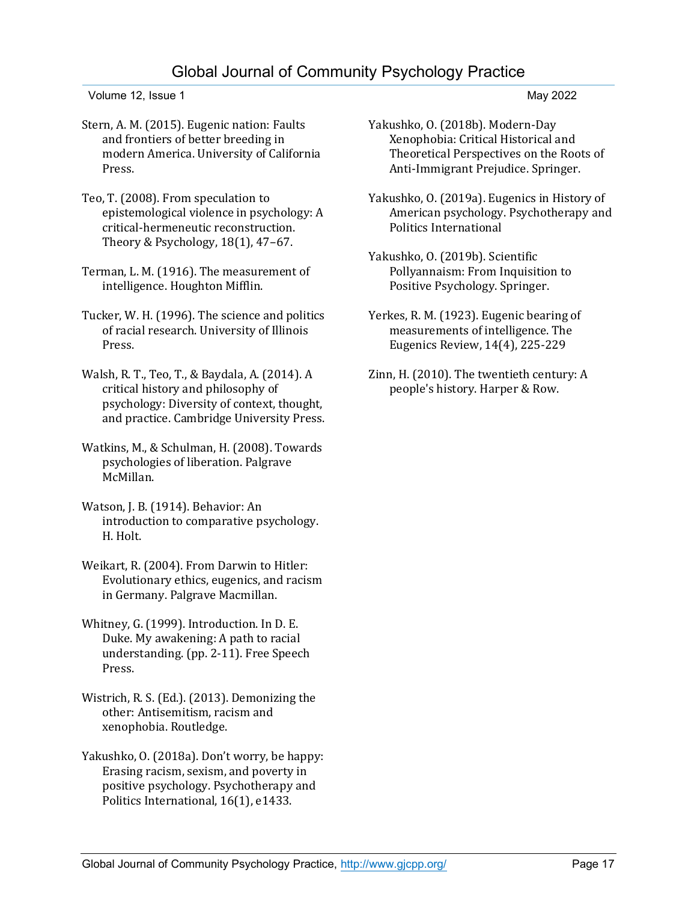Stern, A. M. (2015). Eugenic nation: Faults and frontiers of better breeding in modern America. University of California Press.

Teo, T. (2008). From speculation to epistemological violence in psychology: A critical-hermeneutic reconstruction. Theory & Psychology, 18(1), 47–67.

Terman, L. M. (1916). The measurement of intelligence. Houghton Mifflin.

Tucker, W. H. (1996). The science and politics of racial research. University of Illinois Press.

Walsh, R. T., Teo, T., & Baydala, A. (2014). A critical history and philosophy of psychology: Diversity of context, thought, and practice. Cambridge University Press.

Watkins, M., & Schulman, H. (2008). Towards psychologies of liberation. Palgrave McMillan.

Watson, J. B. (1914). Behavior: An introduction to comparative psychology. H. Holt.

Weikart, R. (2004). From Darwin to Hitler: Evolutionary ethics, eugenics, and racism in Germany. Palgrave Macmillan.

Whitney, G. (1999). Introduction. In D. E. Duke. My awakening: A path to racial understanding. (pp. 2-11). Free Speech Press.

Wistrich, R. S. (Ed.). (2013). Demonizing the other: Antisemitism, racism and xenophobia. Routledge.

Yakushko, O. (2018a). Don't worry, be happy: Erasing racism, sexism, and poverty in positive psychology. Psychotherapy and Politics International, 16(1), e1433.

Yakushko, O. (2018b). Modern-Day Xenophobia: Critical Historical and Theoretical Perspectives on the Roots of Anti-Immigrant Prejudice. Springer.

Yakushko, O. (2019a). Eugenics in History of American psychology. Psychotherapy and Politics International

Yakushko, O. (2019b). Scientific Pollyannaism: From Inquisition to Positive Psychology. Springer.

Yerkes, R. M. (1923). Eugenic bearing of measurements of intelligence. The Eugenics Review, 14(4), 225-229

Zinn, H. (2010). The twentieth century: A people's history. Harper & Row.